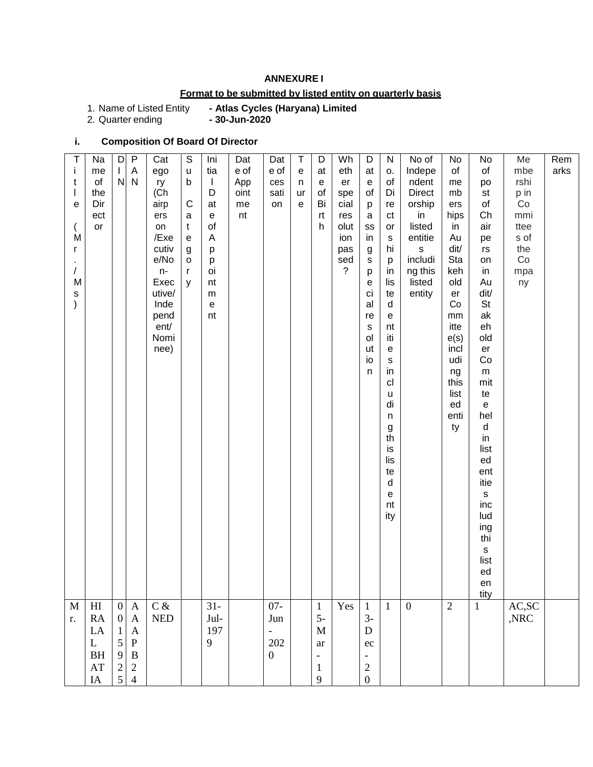**ANNEXURE I**

**Format to be submitted by listed entity on quarterly basis**

1. Name of Listed Entity **- Atlas Cycles (Haryana) Limited**
2. Quarter ending **- 30-Jun-2020**

**i. Composition Of Board Of Director**

| Title (Mr./Ms) | Name of the Director | DIN | PAN | Category (Chairperson/Executive/Non-Executive/Independent/Nominee) | Sub Category | Initial Date of Appointment | Date of Appointment | Date of cessation | Tenure | Date of Birth | Whether special resolution passed? | Date of passing special resolution | No. of Directorships in listed entities including this listed entity | No of Independent Directorship in listed entities including this listed entity | No of memberships in Audit/Stakeholder Committee(s) including this listed entity | No of post of Chairperson in Audit/Stakeholder Committee held in listed entities including this listed entity | Membership in Committees of the Company | Remarks |
|---|---|---|---|---|---|---|---|---|---|---|---|---|---|---|---|---|---|---|
| Mr. | HIRALAL BHATIA | 00159254 | AAAPB24 | C & NED | | 31-Jul-1979 | | 07-Jun-2020 | | 15-Mar-19 | Yes | 13-Dec-20 | 1 | 0 | 2 | 1 | AC,SC,NRC | |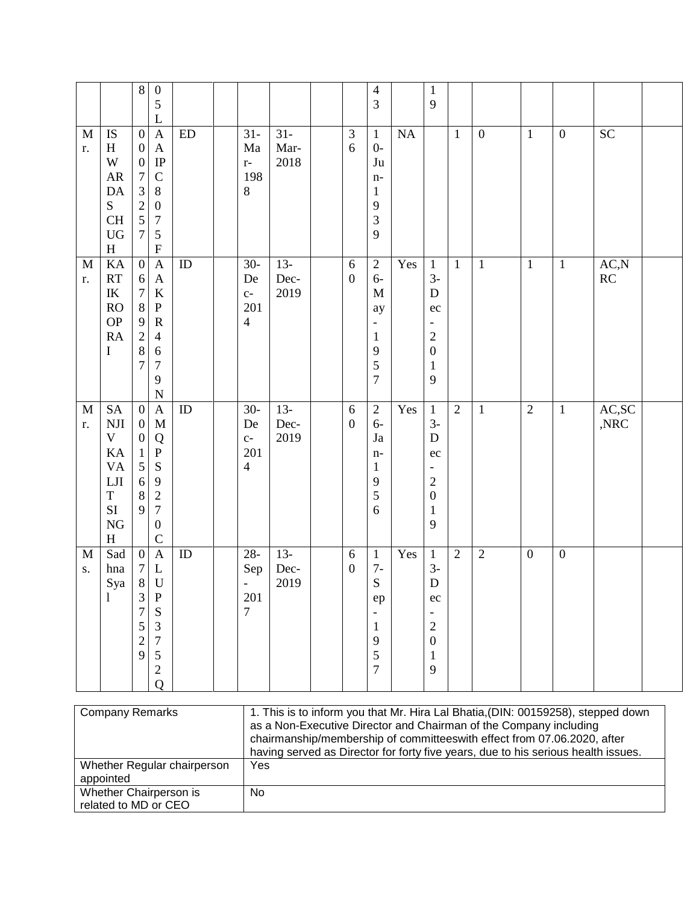| | | | | | | | | | | | | | | | | | | |
|---|---|---|---|---|---|---|---|---|---|---|---|---|---|---|---|---|---|---|
| | | 8 | 05L | | | | | | | 43 | | 19 | | | | | | |
| Mr. | ISHWARDAS CHUGH | 00073257 | AAIPC8075F | ED | | 31-Mar-1988 | 31-Mar-2018 | | 36 | 10-Jun-1939 | NA | | 1 | 0 | 1 | 0 | SC | |
| Mr. | KARTIK ROOPRAI | 06789287 | AAKPR4679N | ID | | 30-Dec-2014 | 13-Dec-2019 | | 60 | 26-May-1957 | Yes | 13-Dec-2019 | 1 | 1 | 1 | 1 | AC,NRC | |
| Mr. | SANJIV KAVALJIT SINGH | 00015689 | AMQPS9270C | ID | | 30-Dec-2014 | 13-Dec-2019 | | 60 | 26-Jan-1956 | Yes | 13-Dec-2019 | 2 | 1 | 2 | 1 | AC,SC,NRC | |
| Ms. | Sadhna Syal | 07837529 | ALUPS3752Q | ID | | 28-Sep-2017 | 13-Dec-2019 | | 60 | 17-Sep-1957 | Yes | 13-Dec-2019 | 2 | 2 | 0 | 0 | | |

| | |
|---|---|
| Company Remarks | 1. This is to inform you that Mr. Hira Lal Bhatia,(DIN: 00159258), stepped down as a Non-Executive Director and Chairman of the Company including chairmanship/membership of committeeswith effect from 07.06.2020, after having served as Director for forty five years, due to his serious health issues. |
| Whether Regular chairperson appointed | Yes |
| Whether Chairperson is related to MD or CEO | No |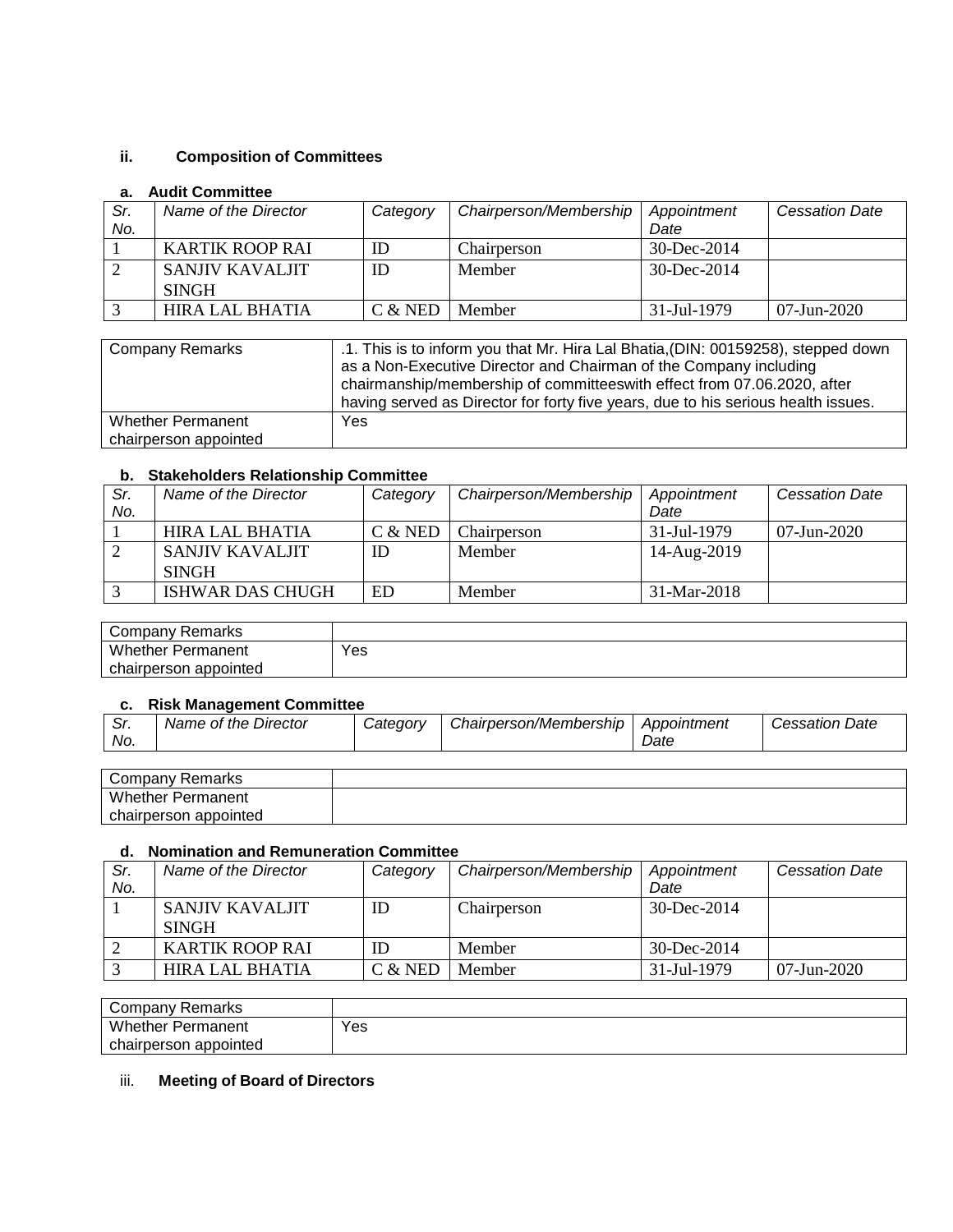### ii. Composition of Committees

#### a. Audit Committee

| *Sr. No.* | *Name of the Director* | *Category* | *Chairperson/Membership* | *Appointment Date* | *Cessation Date* |
|---|---|---|---|---|---|
| 1 | KARTIK ROOP RAI | ID | Chairperson | 30-Dec-2014 | |
| 2 | SANJIV KAVALJIT SINGH | ID | Member | 30-Dec-2014 | |
| 3 | HIRA LAL BHATIA | C & NED | Member | 31-Jul-1979 | 07-Jun-2020 |

| Company Remarks | .1. This is to inform you that Mr. Hira Lal Bhatia,(DIN: 00159258), stepped down as a Non-Executive Director and Chairman of the Company including chairmanship/membership of committeeswith effect from 07.06.2020, after having served as Director for forty five years, due to his serious health issues. |
|---|---|
| Whether Permanent chairperson appointed | Yes |

#### b. Stakeholders Relationship Committee

| *Sr. No.* | *Name of the Director* | *Category* | *Chairperson/Membership* | *Appointment Date* | *Cessation Date* |
|---|---|---|---|---|---|
| 1 | HIRA LAL BHATIA | C & NED | Chairperson | 31-Jul-1979 | 07-Jun-2020 |
| 2 | SANJIV KAVALJIT SINGH | ID | Member | 14-Aug-2019 | |
| 3 | ISHWAR DAS CHUGH | ED | Member | 31-Mar-2018 | |

| Company Remarks | |
|---|---|
| Whether Permanent chairperson appointed | Yes |

#### c. Risk Management Committee

| *Sr. No.* | *Name of the Director* | *Category* | *Chairperson/Membership* | *Appointment Date* | *Cessation Date* |
|---|---|---|---|---|---|

| Company Remarks | |
|---|---|
| Whether Permanent chairperson appointed | |

#### d. Nomination and Remuneration Committee

| *Sr. No.* | *Name of the Director* | *Category* | *Chairperson/Membership* | *Appointment Date* | *Cessation Date* |
|---|---|---|---|---|---|
| 1 | SANJIV KAVALJIT SINGH | ID | Chairperson | 30-Dec-2014 | |
| 2 | KARTIK ROOP RAI | ID | Member | 30-Dec-2014 | |
| 3 | HIRA LAL BHATIA | C & NED | Member | 31-Jul-1979 | 07-Jun-2020 |

| Company Remarks | |
|---|---|
| Whether Permanent chairperson appointed | Yes |

### iii. Meeting of Board of Directors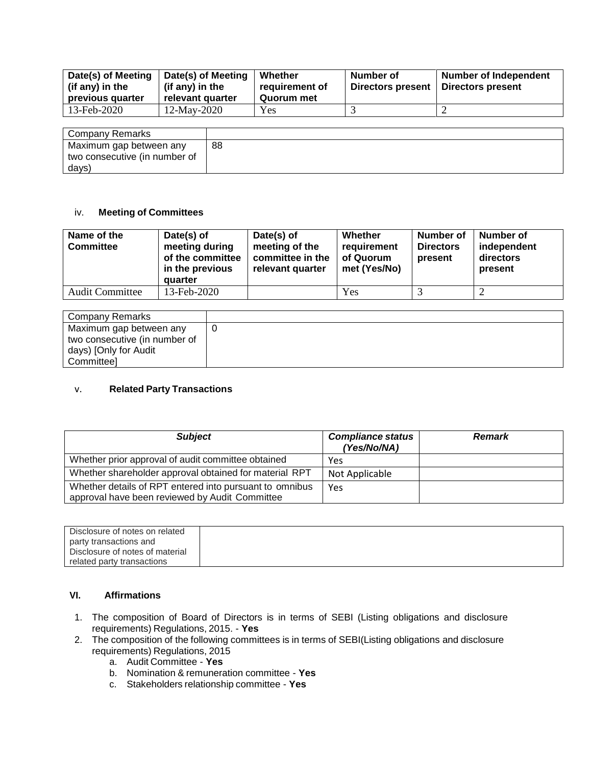| Date(s) of Meeting (if any) in the previous quarter | Date(s) of Meeting (if any) in the relevant quarter | Whether requirement of Quorum met | Number of Directors present | Number of Independent Directors present |
|---|---|---|---|---|
| 13-Feb-2020 | 12-May-2020 | Yes | 3 | 2 |

| Company Remarks | |
|---|---|
| Maximum gap between any two consecutive (in number of days) | 88 |

iv. **Meeting of Committees**

| Name of the Committee | Date(s) of meeting during of the committee in the previous quarter | Date(s) of meeting of the committee in the relevant quarter | Whether requirement of Quorum met (Yes/No) | Number of Directors present | Number of independent directors present |
|---|---|---|---|---|---|
| Audit Committee | 13-Feb-2020 | | Yes | 3 | 2 |

| Company Remarks | |
|---|---|
| Maximum gap between any two consecutive (in number of days) [Only for Audit Committee] | 0 |

v. **Related Party Transactions**

| *Subject* | *Compliance status (Yes/No/NA)* | *Remark* |
|---|---|---|
| Whether prior approval of audit committee obtained | Yes | |
| Whether shareholder approval obtained for material RPT | Not Applicable | |
| Whether details of RPT entered into pursuant to omnibus approval have been reviewed by Audit Committee | Yes | |

| Disclosure of notes on related party transactions and Disclosure of notes of material related party transactions | |
|---|---|

**VI. Affirmations**

1. The composition of Board of Directors is in terms of SEBI (Listing obligations and disclosure requirements) Regulations, 2015. - **Yes**
2. The composition of the following committees is in terms of SEBI(Listing obligations and disclosure requirements) Regulations, 2015
   a. Audit Committee - **Yes**
   b. Nomination & remuneration committee - **Yes**
   c. Stakeholders relationship committee - **Yes**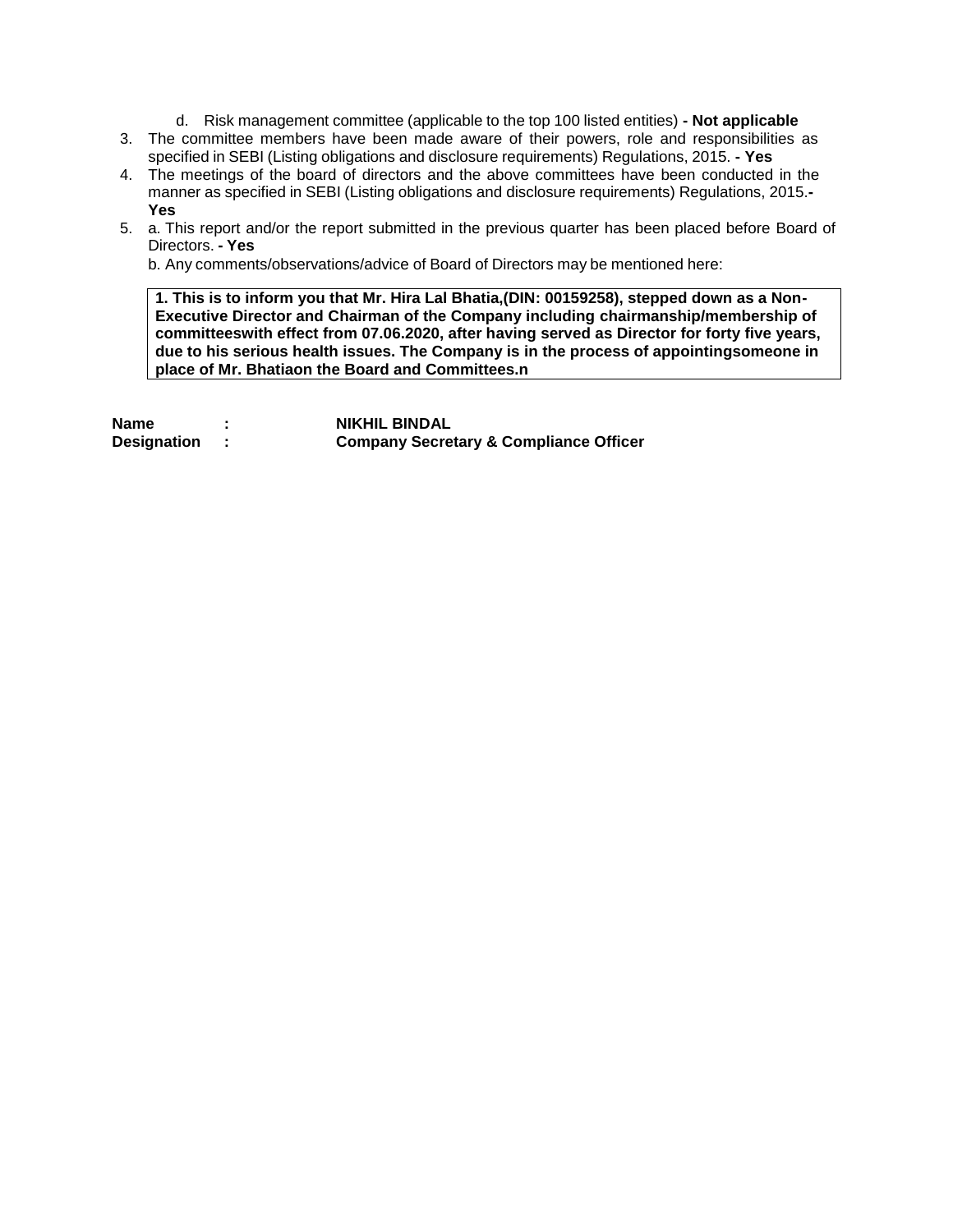d. Risk management committee (applicable to the top 100 listed entities) **- Not applicable**

3. The committee members have been made aware of their powers, role and responsibilities as specified in SEBI (Listing obligations and disclosure requirements) Regulations, 2015. **- Yes**
4. The meetings of the board of directors and the above committees have been conducted in the manner as specified in SEBI (Listing obligations and disclosure requirements) Regulations, 2015.**- Yes**
5. a. This report and/or the report submitted in the previous quarter has been placed before Board of Directors. **- Yes**

   b. Any comments/observations/advice of Board of Directors may be mentioned here:

   **1. This is to inform you that Mr. Hira Lal Bhatia,(DIN: 00159258), stepped down as a Non-Executive Director and Chairman of the Company including chairmanship/membership of committeeswith effect from 07.06.2020, after having served as Director for forty five years, due to his serious health issues. The Company is in the process of appointingsomeone in place of Mr. Bhatiaon the Board and Committees.n**

**Name : NIKHIL BINDAL**
**Designation : Company Secretary & Compliance Officer**